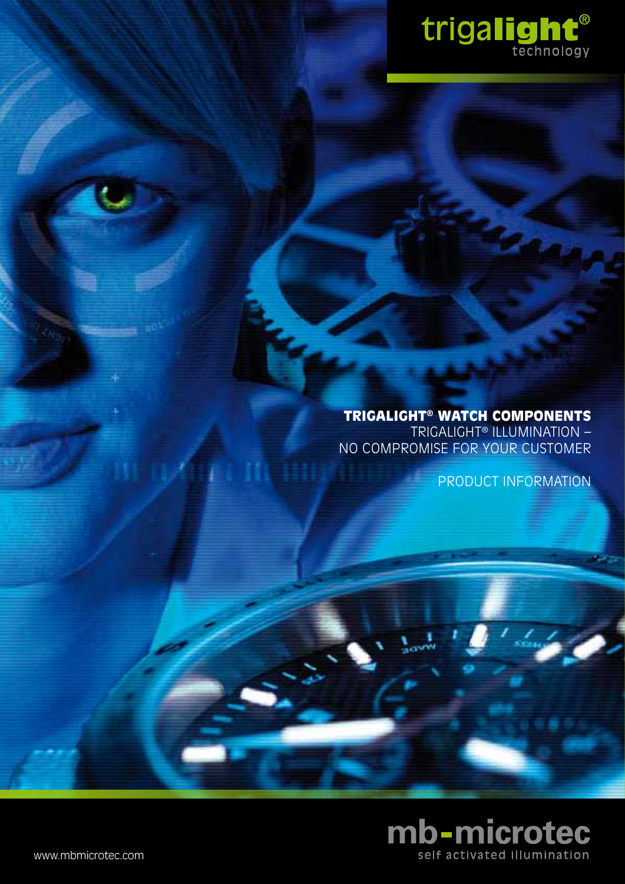trigalight® technology

# TRIGALIGHT® WATCH COMPONENTS

TRIGALIGHT® ILLUMINATION – NO COMPROMISE FOR YOUR CUSTOMER

PRODUCT INFORMATION

mb-microtec

self activated illumination

www.mbmicrotec.com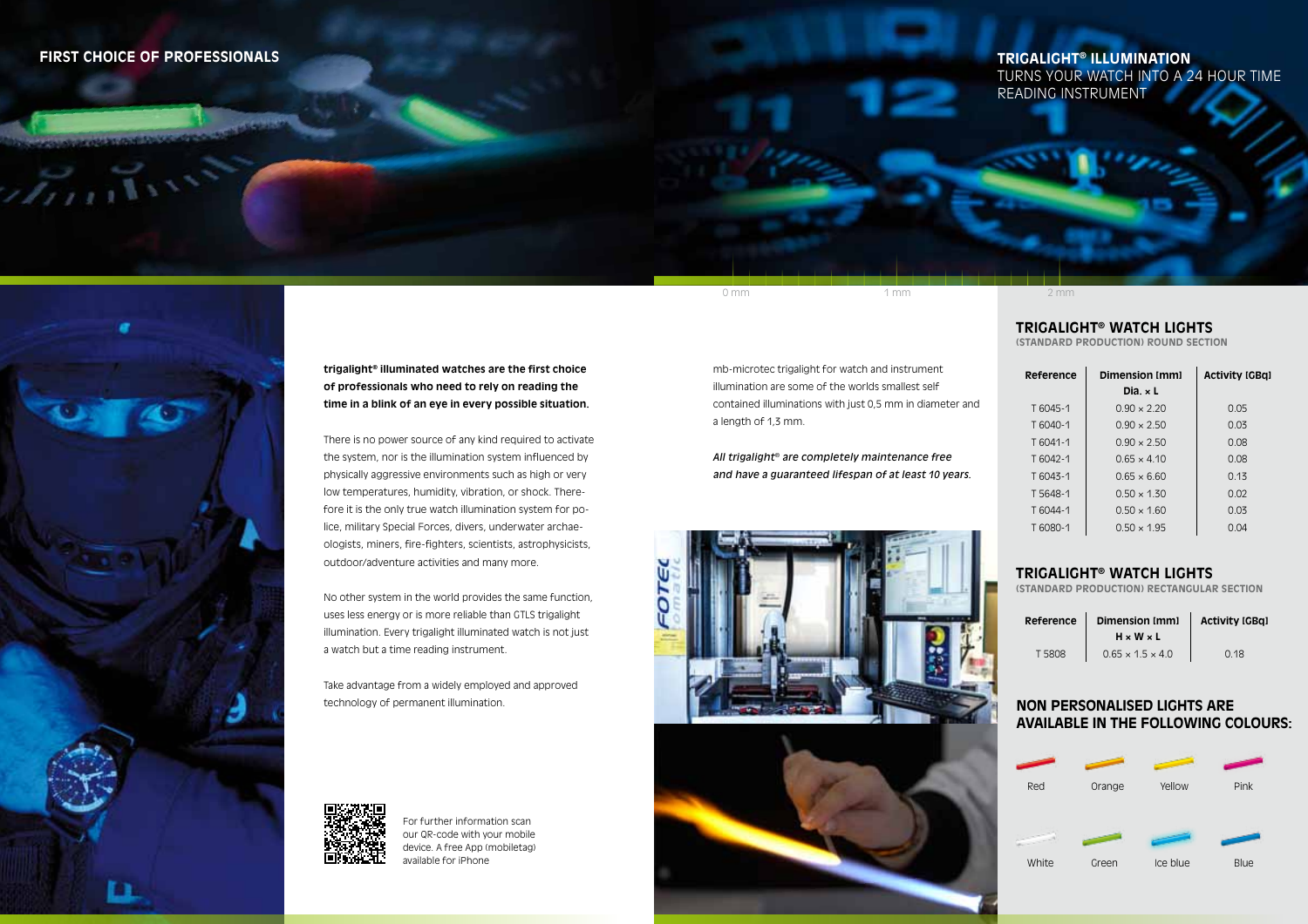## FIRST CHOICE OF PROFESSIONALS

## TRIGALIGHT® ILLUMINATION

TURNS YOUR WATCH INTO A 24 HOUR TIME READING INSTRUMENT

**trigalight® illuminated watches are the first choice of professionals who need to rely on reading the time in a blink of an eye in every possible situation.**

There is no power source of any kind required to activate the system, nor is the illumination system influenced by physically aggressive environments such as high or very low temperatures, humidity, vibration, or shock. Therefore it is the only true watch illumination system for police, military Special Forces, divers, underwater archaeologists, miners, fire-fighters, scientists, astrophysicists, outdoor/adventure activities and many more.

No other system in the world provides the same function, uses less energy or is more reliable than GTLS trigalight illumination. Every trigalight illuminated watch is not just a watch but a time reading instrument.

Take advantage from a widely employed and approved technology of permanent illumination.

For further information scan our QR-code with your mobile device. A free App (mobiletag) available for iPhone

0 mm 1 mm 2 mm

mb-microtec trigalight for watch and instrument illumination are some of the worlds smallest self contained illuminations with just 0,5 mm in diameter and a length of 1,3 mm.

*All trigalight® are completely maintenance free and have a guaranteed lifespan of at least 10 years.*

## TRIGALIGHT® WATCH LIGHTS

(STANDARD PRODUCTION) ROUND SECTION

| Reference | Dimension [mm] Dia. × L | Activity [GBq] |
|---|---|---|
| T 6045-1 | 0.90 × 2.20 | 0.05 |
| T 6040-1 | 0.90 × 2.50 | 0.03 |
| T 6041-1 | 0.90 × 2.50 | 0.08 |
| T 6042-1 | 0.65 × 4.10 | 0.08 |
| T 6043-1 | 0.65 × 6.60 | 0.13 |
| T 5648-1 | 0.50 × 1.30 | 0.02 |
| T 6044-1 | 0.50 × 1.60 | 0.03 |
| T 6080-1 | 0.50 × 1.95 | 0.04 |

## TRIGALIGHT® WATCH LIGHTS

(STANDARD PRODUCTION) RECTANGULAR SECTION

| Reference | Dimension [mm] H × W × L | Activity [GBq] |
|---|---|---|
| T 5808 | 0.65 × 1.5 × 4.0 | 0.18 |

## NON PERSONALISED LIGHTS ARE AVAILABLE IN THE FOLLOWING COLOURS:

Red, Orange, Yellow, Pink, White, Green, Ice blue, Blue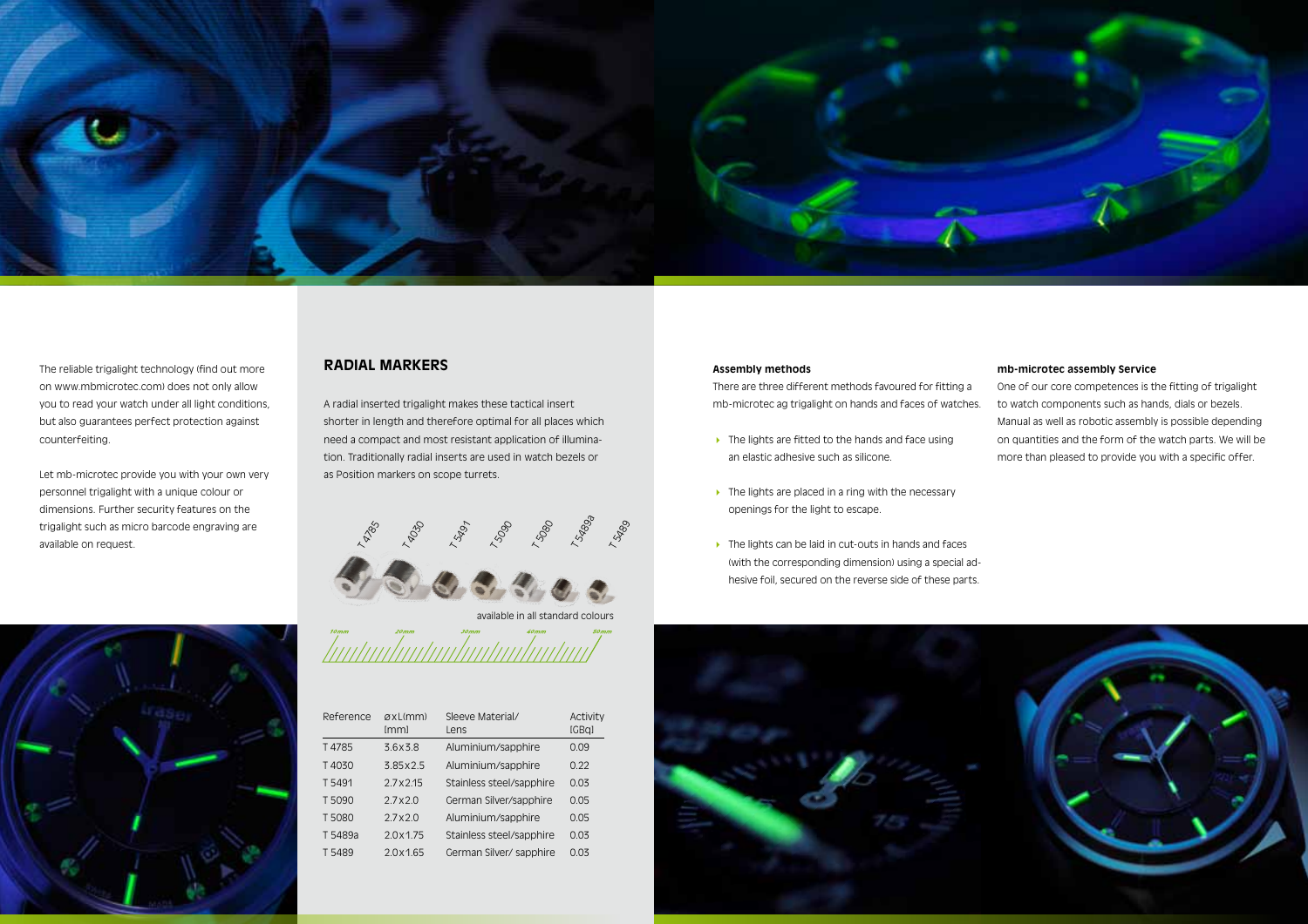The reliable trigalight technology (find out more on www.mbmicrotec.com) does not only allow you to read your watch under all light conditions, but also guarantees perfect protection against counterfeiting.

Let mb-microtec provide you with your own very personnel trigalight with a unique colour or dimensions. Further security features on the trigalight such as micro barcode engraving are available on request.

## RADIAL MARKERS

A radial inserted trigalight makes these tactical insert shorter in length and therefore optimal for all places which need a compact and most resistant application of illumination. Traditionally radial inserts are used in watch bezels or as Position markers on scope turrets.

T 4785 T 4030 T 5491 T 5090 T 5080 T 5489a T 5489

available in all standard colours

10mm 20mm 30mm 40mm 50mm

| Reference | øxL(mm) [mm] | Sleeve Material/ Lens | Activity [GBq] |
|---|---|---|---|
| T 4785 | 3.6x3.8 | Aluminium/sapphire | 0.09 |
| T 4030 | 3.85x2.5 | Aluminium/sapphire | 0.22 |
| T 5491 | 2.7x2.15 | Stainless steel/sapphire | 0.03 |
| T 5090 | 2.7x2.0 | German Silver/sapphire | 0.05 |
| T 5080 | 2.7x2.0 | Aluminium/sapphire | 0.05 |
| T 5489a | 2.0x1.75 | Stainless steel/sapphire | 0.03 |
| T 5489 | 2.0x1.65 | German Silver/ sapphire | 0.03 |

**Assembly methods**

There are three different methods favoured for fitting a mb-microtec ag trigalight on hands and faces of watches.

- The lights are fitted to the hands and face using an elastic adhesive such as silicone.
- The lights are placed in a ring with the necessary openings for the light to escape.
- The lights can be laid in cut-outs in hands and faces (with the corresponding dimension) using a special adhesive foil, secured on the reverse side of these parts.

**mb-microtec assembly Service**

One of our core competences is the fitting of trigalight to watch components such as hands, dials or bezels. Manual as well as robotic assembly is possible depending on quantities and the form of the watch parts. We will be more than pleased to provide you with a specific offer.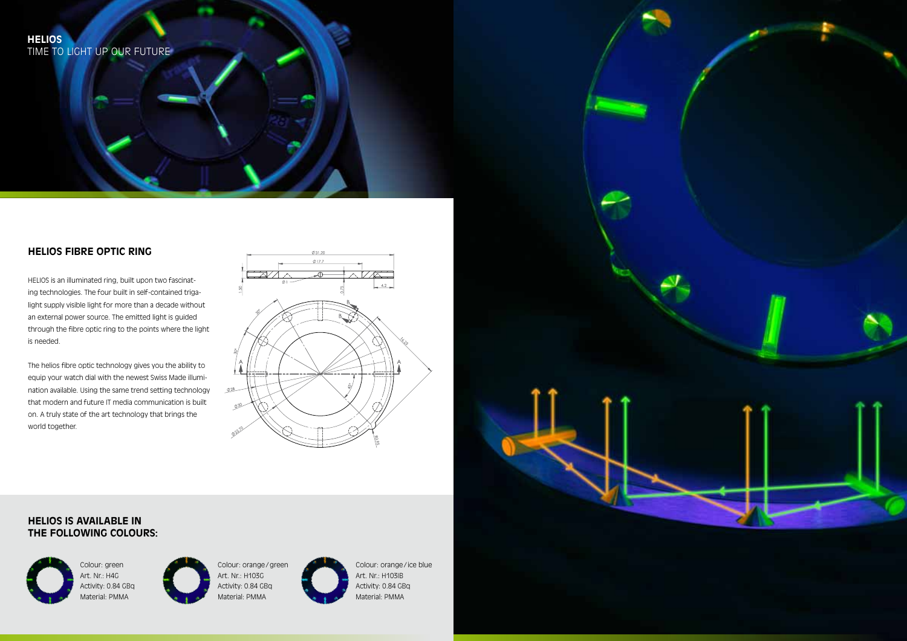**HELIOS**
TIME TO LIGHT UP OUR FUTURE

## HELIOS FIBRE OPTIC RING

HELIOS is an illuminated ring, built upon two fascinating technologies. The four built in self-contained trigalight supply visible light for more than a decade without an external power source. The emitted light is guided through the fibre optic ring to the points where the light is needed.

The helios fibre optic technology gives you the ability to equip your watch dial with the newest Swiss Made illumination available. Using the same trend setting technology that modern and future IT media communication is built on. A truly state of the art technology that brings the world together.

## HELIOS IS AVAILABLE IN THE FOLLOWING COLOURS:

Colour: green
Art. Nr.: H4G
Activity: 0.84 GBq
Material: PMMA

Colour: orange / green
Art. Nr.: H103G
Activity: 0.84 GBq
Material: PMMA

Colour: orange / ice blue
Art. Nr.: H103IB
Activity: 0.84 GBq
Material: PMMA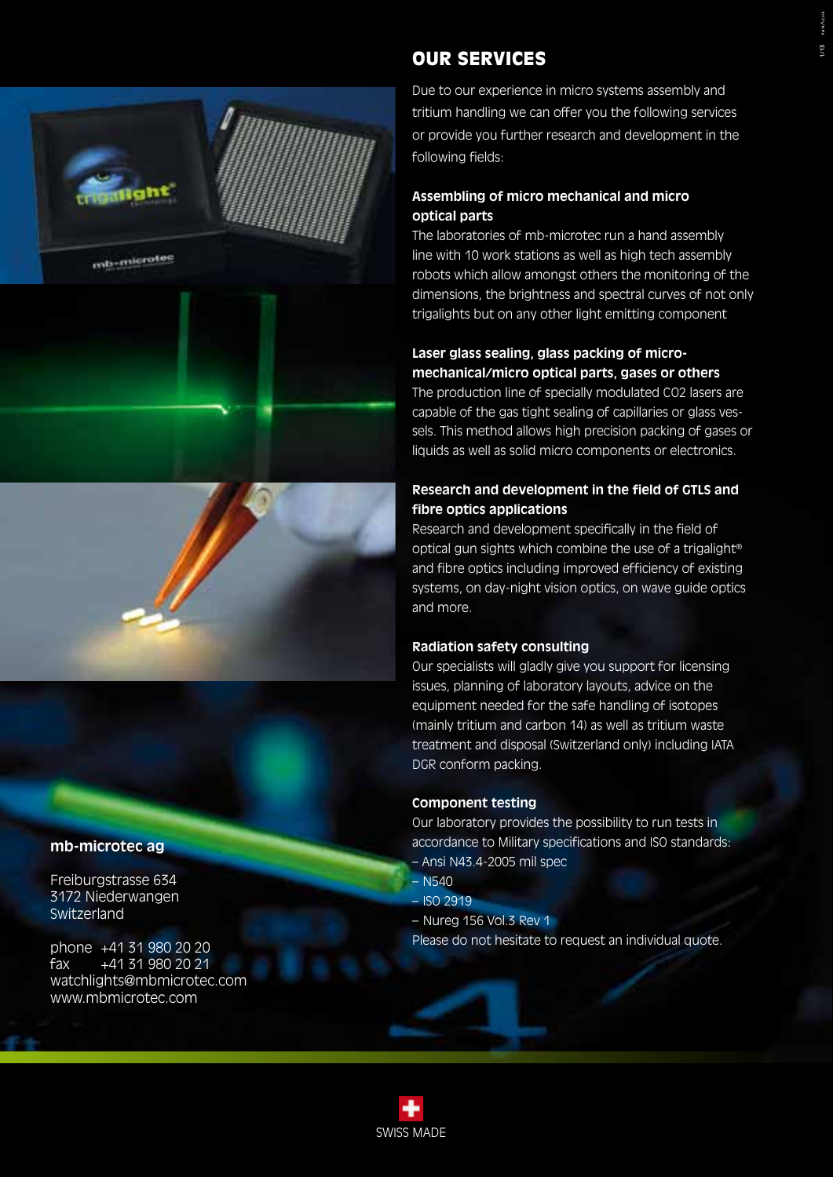## OUR SERVICES

Due to our experience in micro systems assembly and tritium handling we can offer you the following services or provide you further research and development in the following fields:

### Assembling of micro mechanical and micro optical parts

The laboratories of mb-microtec run a hand assembly line with 10 work stations as well as high tech assembly robots which allow amongst others the monitoring of the dimensions, the brightness and spectral curves of not only trigalights but on any other light emitting component

### Laser glass sealing, glass packing of micro-mechanical/micro optical parts, gases or others

The production line of specially modulated CO2 lasers are capable of the gas tight sealing of capillaries or glass vessels. This method allows high precision packing of gases or liquids as well as solid micro components or electronics.

### Research and development in the field of GTLS and fibre optics applications

Research and development specifically in the field of optical gun sights which combine the use of a trigalight® and fibre optics including improved efficiency of existing systems, on day-night vision optics, on wave guide optics and more.

### Radiation safety consulting

Our specialists will gladly give you support for licensing issues, planning of laboratory layouts, advice on the equipment needed for the safe handling of isotopes (mainly tritium and carbon 14) as well as tritium waste treatment and disposal (Switzerland only) including IATA DGR conform packing.

### Component testing

Our laboratory provides the possibility to run tests in accordance to Military specifications and ISO standards:

- Ansi N43.4-2005 mil spec
- N540
- ISO 2919
- Nureg 156 Vol.3 Rev 1

Please do not hesitate to request an individual quote.

**mb-microtec ag**

Freiburgstrasse 634
3172 Niederwangen
Switzerland

phone +41 31 980 20 20
fax +41 31 980 20 21
watchlights@mbmicrotec.com
www.mbmicrotec.com

SWISS MADE